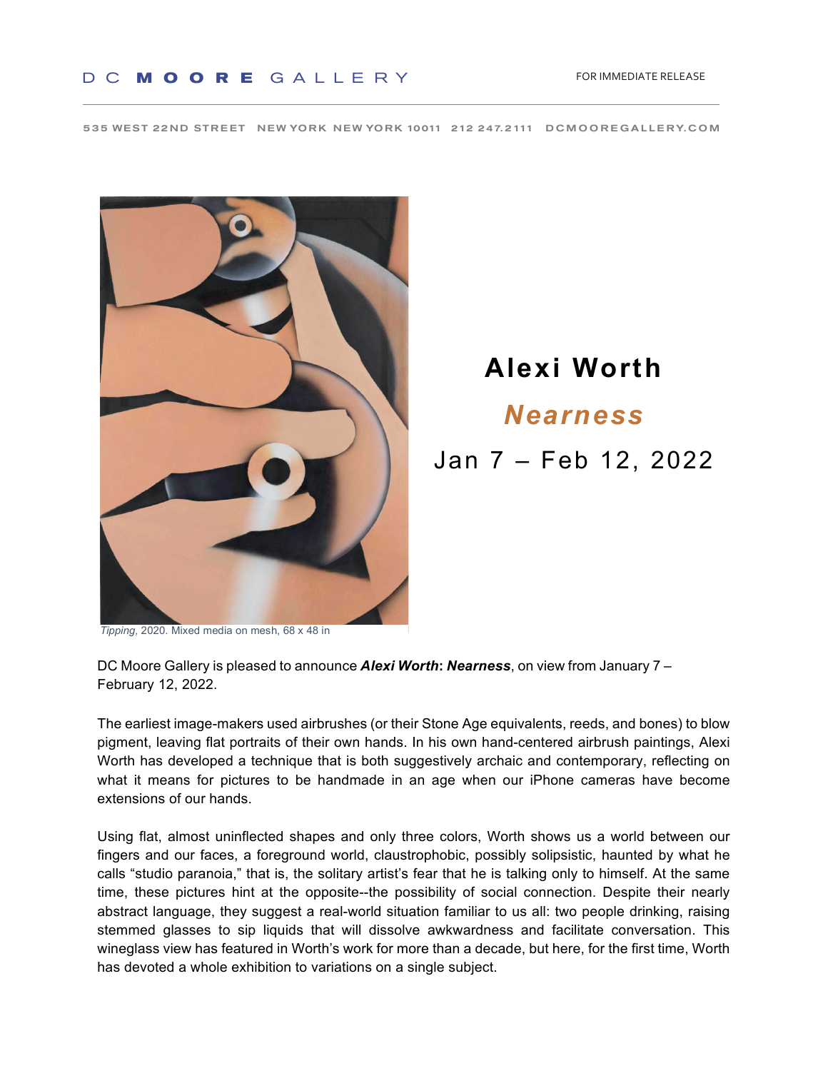DC MOORE GALLERY

FOR IMMEDIATE RELEASE

535 WEST 22ND STREET NEW YORK NEW YORK 10011 212 247.2111 DCMOOREGALLERY.COM

*Tipping*, 2020. Mixed media on mesh, 68 x 48 in

# Alexi Worth

## *Nearness*

Jan 7 – Feb 12, 2022

DC Moore Gallery is pleased to announce ***Alexi Worth*: *Nearness***, on view from January 7 – February 12, 2022.

The earliest image-makers used airbrushes (or their Stone Age equivalents, reeds, and bones) to blow pigment, leaving flat portraits of their own hands. In his own hand-centered airbrush paintings, Alexi Worth has developed a technique that is both suggestively archaic and contemporary, reflecting on what it means for pictures to be handmade in an age when our iPhone cameras have become extensions of our hands.

Using flat, almost uninflected shapes and only three colors, Worth shows us a world between our fingers and our faces, a foreground world, claustrophobic, possibly solipsistic, haunted by what he calls "studio paranoia," that is, the solitary artist's fear that he is talking only to himself. At the same time, these pictures hint at the opposite--the possibility of social connection. Despite their nearly abstract language, they suggest a real-world situation familiar to us all: two people drinking, raising stemmed glasses to sip liquids that will dissolve awkwardness and facilitate conversation. This wineglass view has featured in Worth's work for more than a decade, but here, for the first time, Worth has devoted a whole exhibition to variations on a single subject.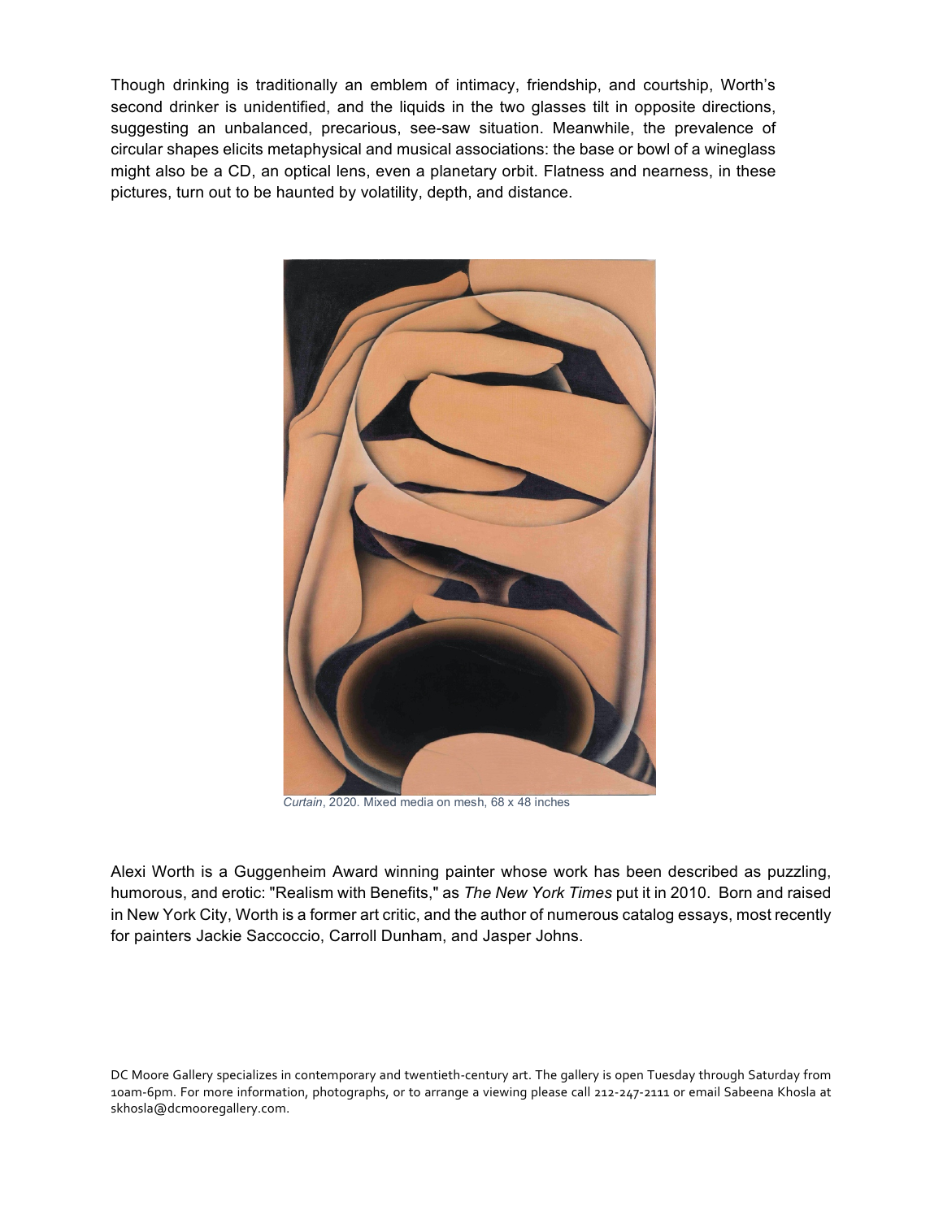Though drinking is traditionally an emblem of intimacy, friendship, and courtship, Worth's second drinker is unidentified, and the liquids in the two glasses tilt in opposite directions, suggesting an unbalanced, precarious, see-saw situation. Meanwhile, the prevalence of circular shapes elicits metaphysical and musical associations: the base or bowl of a wineglass might also be a CD, an optical lens, even a planetary orbit. Flatness and nearness, in these pictures, turn out to be haunted by volatility, depth, and distance.

*Curtain*, 2020. Mixed media on mesh, 68 x 48 inches

Alexi Worth is a Guggenheim Award winning painter whose work has been described as puzzling, humorous, and erotic: "Realism with Benefits," as *The New York Times* put it in 2010. Born and raised in New York City, Worth is a former art critic, and the author of numerous catalog essays, most recently for painters Jackie Saccoccio, Carroll Dunham, and Jasper Johns.

DC Moore Gallery specializes in contemporary and twentieth-century art. The gallery is open Tuesday through Saturday from 10am-6pm. For more information, photographs, or to arrange a viewing please call 212-247-2111 or email Sabeena Khosla at skhosla@dcmooregallery.com.